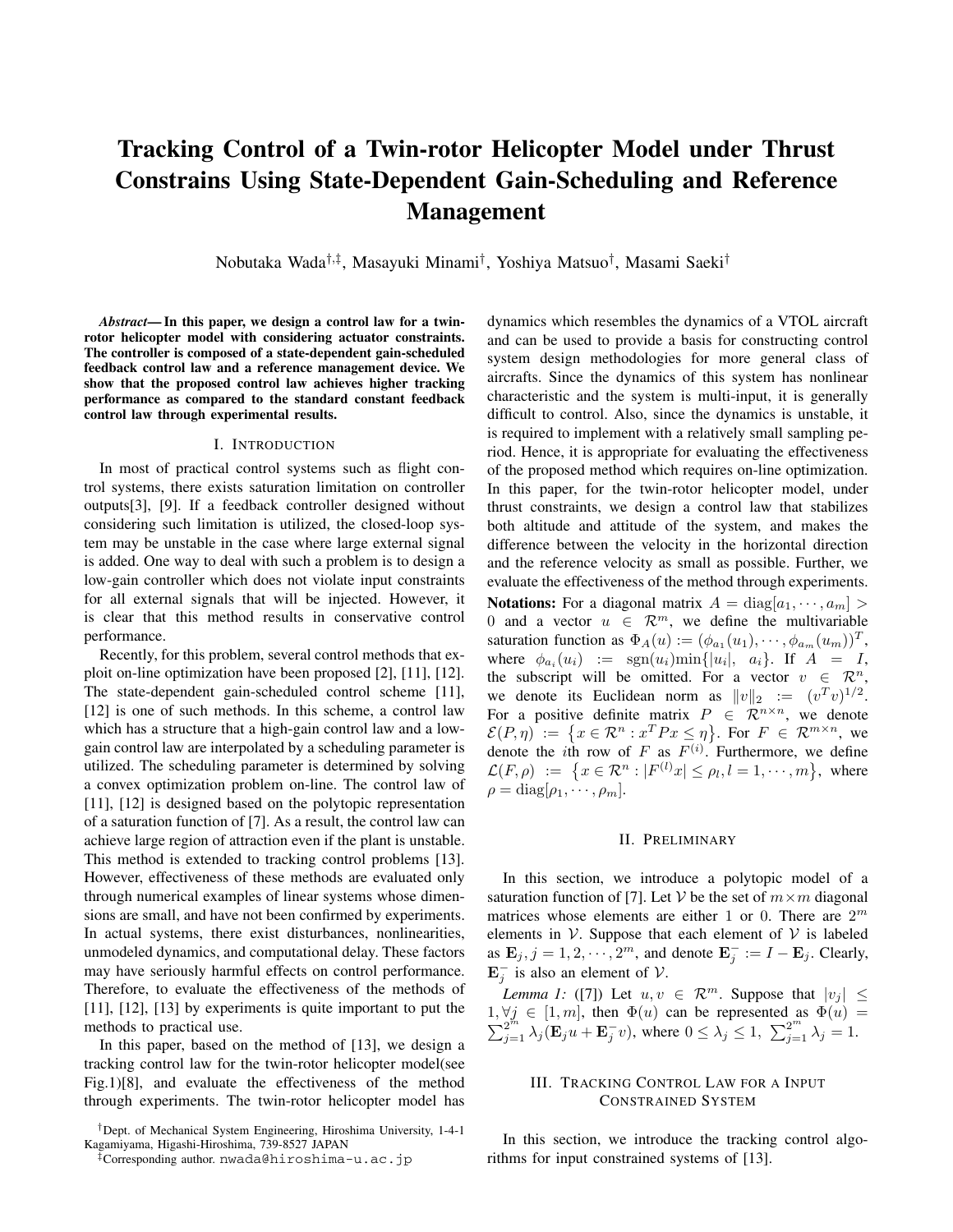# Tracking Control of a Twin-rotor Helicopter Model under Thrust Constrains Using State-Dependent Gain-Scheduling and Reference Management

Nobutaka Wada[†,‡], Masayuki Minami[†], Yoshiya Matsuo[†], Masami Saeki[†]

***Abstract*— In this paper, we design a control law for a twin-rotor helicopter model with considering actuator constraints. The controller is composed of a state-dependent gain-scheduled feedback control law and a reference management device. We show that the proposed control law achieves higher tracking performance as compared to the standard constant feedback control law through experimental results.**

## I. Introduction

In most of practical control systems such as flight control systems, there exists saturation limitation on controller outputs[3], [9]. If a feedback controller designed without considering such limitation is utilized, the closed-loop system may be unstable in the case where large external signal is added. One way to deal with such a problem is to design a low-gain controller which does not violate input constraints for all external signals that will be injected. However, it is clear that this method results in conservative control performance.

Recently, for this problem, several control methods that exploit on-line optimization have been proposed [2], [11], [12]. The state-dependent gain-scheduled control scheme [11], [12] is one of such methods. In this scheme, a control law which has a structure that a high-gain control law and a low-gain control law are interpolated by a scheduling parameter is utilized. The scheduling parameter is determined by solving a convex optimization problem on-line. The control law of [11], [12] is designed based on the polytopic representation of a saturation function of [7]. As a result, the control law can achieve large region of attraction even if the plant is unstable. This method is extended to tracking control problems [13]. However, effectiveness of these methods are evaluated only through numerical examples of linear systems whose dimensions are small, and have not been confirmed by experiments. In actual systems, there exist disturbances, nonlinearities, unmodeled dynamics, and computational delay. These factors may have seriously harmful effects on control performance. Therefore, to evaluate the effectiveness of the methods of [11], [12], [13] by experiments is quite important to put the methods to practical use.

In this paper, based on the method of [13], we design a tracking control law for the twin-rotor helicopter model(see Fig.1)[8], and evaluate the effectiveness of the method through experiments. The twin-rotor helicopter model has dynamics which resembles the dynamics of a VTOL aircraft and can be used to provide a basis for constructing control system design methodologies for more general class of aircrafts. Since the dynamics of this system has nonlinear characteristic and the system is multi-input, it is generally difficult to control. Also, since the dynamics is unstable, it is required to implement with a relatively small sampling period. Hence, it is appropriate for evaluating the effectiveness of the proposed method which requires on-line optimization. In this paper, for the twin-rotor helicopter model, under thrust constraints, we design a control law that stabilizes both altitude and attitude of the system, and makes the difference between the velocity in the horizontal direction and the reference velocity as small as possible. Further, we evaluate the effectiveness of the method through experiments.

**Notations:** For a diagonal matrix $A = \mathrm{diag}[a_1, \cdots, a_m] > 0$ and a vector $u \in \mathcal{R}^m$, we define the multivariable saturation function as $\Phi_A(u) := (\phi_{a_1}(u_1), \cdots, \phi_{a_m}(u_m))^T$, where $\phi_{a_i}(u_i) := \mathrm{sgn}(u_i)\min\{|u_i|, \ a_i\}$. If $A = I$, the subscript will be omitted. For a vector $v \in \mathcal{R}^n$, we denote its Euclidean norm as $\|v\|_2 := (v^T v)^{1/2}$. For a positive definite matrix $P \in \mathcal{R}^{n\times n}$, we denote $\mathcal{E}(P,\eta) := \left\{x \in \mathcal{R}^n : x^T P x \le \eta\right\}$. For $F \in \mathcal{R}^{m\times n}$, we denote the $i$th row of $F$ as $F^{(i)}$. Furthermore, we define $\mathcal{L}(F,\rho) := \left\{x \in \mathcal{R}^n : |F^{(l)}x| \le \rho_l, l = 1, \cdots, m\right\}$, where $\rho = \mathrm{diag}[\rho_1, \cdots, \rho_m]$.

## II. Preliminary

In this section, we introduce a polytopic model of a saturation function of [7]. Let $\mathcal{V}$ be the set of $m\times m$ diagonal matrices whose elements are either 1 or 0. There are $2^m$ elements in $\mathcal{V}$. Suppose that each element of $\mathcal{V}$ is labeled as $\mathbf{E}_j, j = 1, 2, \cdots, 2^m$, and denote $\mathbf{E}_j^- := I - \mathbf{E}_j$. Clearly, $\mathbf{E}_j^-$ is also an element of $\mathcal{V}$.

*Lemma 1:* ([7]) Let $u, v \in \mathcal{R}^m$. Suppose that $|v_j| \le 1, \forall j \in [1, m]$, then $\Phi(u)$ can be represented as $\Phi(u) = \sum_{j=1}^{2^m} \lambda_j(\mathbf{E}_j u + \mathbf{E}_j^- v)$, where $0 \le \lambda_j \le 1,\ \sum_{j=1}^{2^m} \lambda_j = 1$.

## III. Tracking Control Law for a Input Constrained System

In this section, we introduce the tracking control algorithms for input constrained systems of [13].

[†]Dept. of Mechanical System Engineering, Hiroshima University, 1-4-1 Kagamiyama, Higashi-Hiroshima, 739-8527 JAPAN

[‡]Corresponding author. nwada@hiroshima-u.ac.jp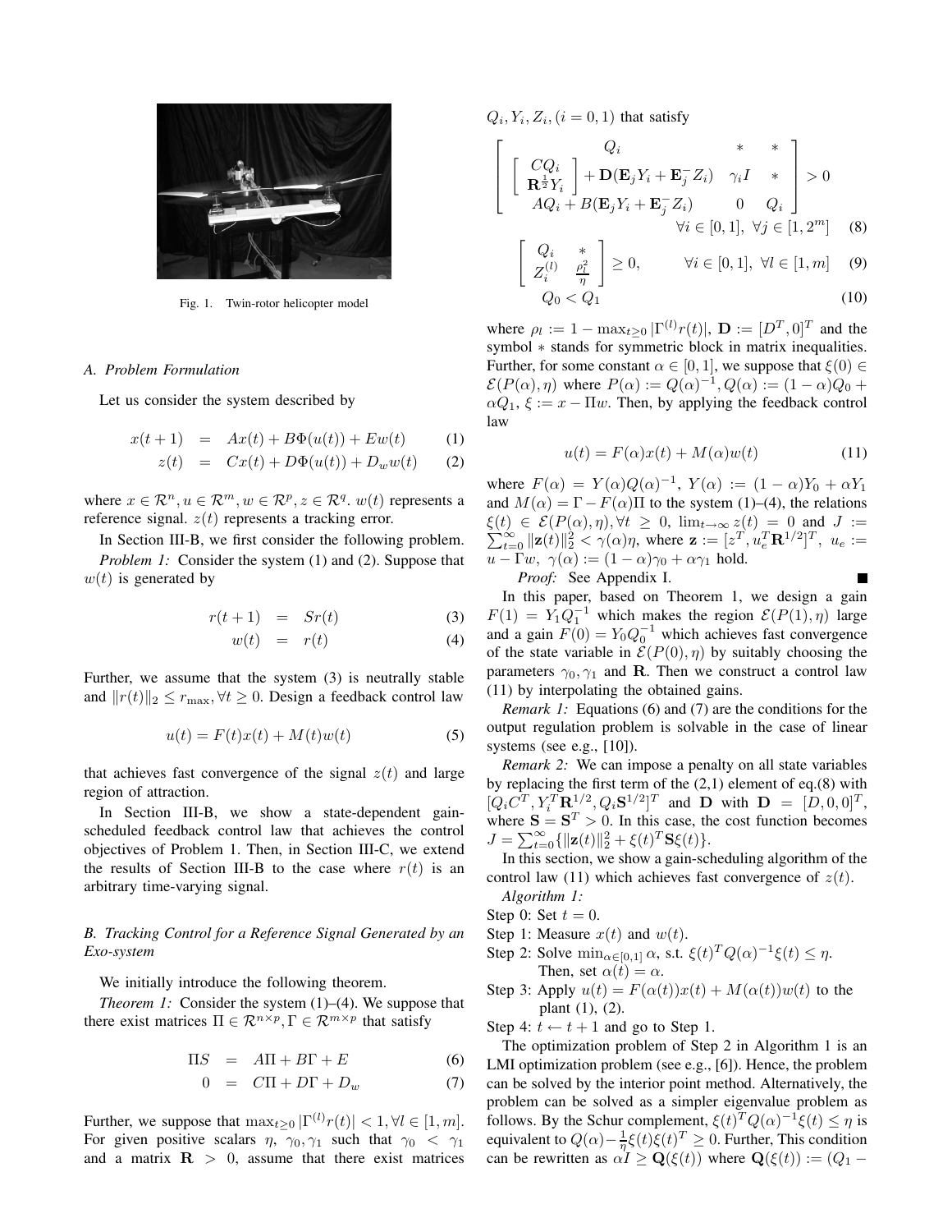Fig. 1. Twin-rotor helicopter model

### A. Problem Formulation

Let us consider the system described by

$$x(t+1) = Ax(t) + B\Phi(u(t)) + Ew(t) \qquad (1)$$

$$z(t) = Cx(t) + D\Phi(u(t)) + D_w w(t) \qquad (2)$$

where $x \in \mathcal{R}^n, u \in \mathcal{R}^m, w \in \mathcal{R}^p, z \in \mathcal{R}^q$. $w(t)$ represents a reference signal. $z(t)$ represents a tracking error.

In Section III-B, we first consider the following problem.

*Problem 1:* Consider the system (1) and (2). Suppose that $w(t)$ is generated by

$$r(t+1) = Sr(t) \qquad (3)$$

$$w(t) = r(t) \qquad (4)$$

Further, we assume that the system (3) is neutrally stable and $\|r(t)\|_2 \leq r_{\max}, \forall t \geq 0$. Design a feedback control law

$$u(t) = F(t)x(t) + M(t)w(t) \qquad (5)$$

that achieves fast convergence of the signal $z(t)$ and large region of attraction.

In Section III-B, we show a state-dependent gain-scheduled feedback control law that achieves the control objectives of Problem 1. Then, in Section III-C, we extend the results of Section III-B to the case where $r(t)$ is an arbitrary time-varying signal.

### B. Tracking Control for a Reference Signal Generated by an Exo-system

We initially introduce the following theorem.

*Theorem 1:* Consider the system (1)–(4). We suppose that there exist matrices $\Pi \in \mathcal{R}^{n\times p}, \Gamma \in \mathcal{R}^{m\times p}$ that satisfy

$$\Pi S = A\Pi + B\Gamma + E \qquad (6)$$

$$0 = C\Pi + D\Gamma + D_w \qquad (7)$$

Further, we suppose that $\max_{t\geq 0} |\Gamma^{(l)} r(t)| < 1, \forall l \in [1, m]$. For given positive scalars $\eta$, $\gamma_0, \gamma_1$ such that $\gamma_0 < \gamma_1$ and a matrix $\mathbf{R} > 0$, assume that there exist matrices $Q_i, Y_i, Z_i, (i = 0, 1)$ that satisfy

$$\begin{bmatrix} Q_i & * & * \\ \begin{bmatrix} CQ_i \\ \mathbf{R}^{\frac{1}{2}} Y_i \end{bmatrix} + \mathbf{D}(\mathbf{E}_j Y_i + \mathbf{E}_j^- Z_i) & \gamma_i I & * \\ AQ_i + B(\mathbf{E}_j Y_i + \mathbf{E}_j^- Z_i) & 0 & Q_i \end{bmatrix} > 0$$
$$\forall i \in [0, 1],\ \forall j \in [1, 2^m] \qquad (8)$$

$$\begin{bmatrix} Q_i & * \\ Z_i^{(l)} & \frac{\rho_l^2}{\eta} \end{bmatrix} \geq 0, \qquad \forall i \in [0, 1],\ \forall l \in [1, m] \qquad (9)$$

$$Q_0 < Q_1 \qquad (10)$$

where $\rho_l := 1 - \max_{t\geq 0} |\Gamma^{(l)} r(t)|$, $\mathbf{D} := [D^T, 0]^T$ and the symbol $*$ stands for symmetric block in matrix inequalities. Further, for some constant $\alpha \in [0, 1]$, we suppose that $\xi(0) \in \mathcal{E}(P(\alpha), \eta)$ where $P(\alpha) := Q(\alpha)^{-1}, Q(\alpha) := (1-\alpha)Q_0 + \alpha Q_1$, $\xi := x - \Pi w$. Then, by applying the feedback control law

$$u(t) = F(\alpha)x(t) + M(\alpha)w(t) \qquad (11)$$

where $F(\alpha) = Y(\alpha)Q(\alpha)^{-1}$, $Y(\alpha) := (1-\alpha)Y_0 + \alpha Y_1$ and $M(\alpha) = \Gamma - F(\alpha)\Pi$ to the system (1)–(4), the relations $\xi(t) \in \mathcal{E}(P(\alpha), \eta), \forall t \geq 0$, $\lim_{t\to\infty} z(t) = 0$ and $J := \sum_{t=0}^{\infty} \|\mathbf{z}(t)\|_2^2 < \gamma(\alpha)\eta$, where $\mathbf{z} := [z^T, u_e^T \mathbf{R}^{1/2}]^T$, $u_e := u - \Gamma w$, $\gamma(\alpha) := (1-\alpha)\gamma_0 + \alpha\gamma_1$ hold.

*Proof:* See Appendix I. ■

In this paper, based on Theorem 1, we design a gain $F(1) = Y_1 Q_1^{-1}$ which makes the region $\mathcal{E}(P(1), \eta)$ large and a gain $F(0) = Y_0 Q_0^{-1}$ which achieves fast convergence of the state variable in $\mathcal{E}(P(0), \eta)$ by suitably choosing the parameters $\gamma_0, \gamma_1$ and $\mathbf{R}$. Then we construct a control law (11) by interpolating the obtained gains.

*Remark 1:* Equations (6) and (7) are the conditions for the output regulation problem is solvable in the case of linear systems (see e.g., [10]).

*Remark 2:* We can impose a penalty on all state variables by replacing the first term of the (2,1) element of eq.(8) with $[Q_i C^T, Y_i^T \mathbf{R}^{1/2}, Q_i \mathbf{S}^{1/2}]^T$ and $\mathbf{D}$ with $\mathbf{D} = [D, 0, 0]^T$, where $\mathbf{S} = \mathbf{S}^T > 0$. In this case, the cost function becomes $J = \sum_{t=0}^{\infty} \{\|\mathbf{z}(t)\|_2^2 + \xi(t)^T \mathbf{S}\xi(t)\}$.

In this section, we show a gain-scheduling algorithm of the control law (11) which achieves fast convergence of $z(t)$.

*Algorithm 1:*

Step 0: Set $t = 0$.

Step 1: Measure $x(t)$ and $w(t)$.

Step 2: Solve $\min_{\alpha\in[0,1]} \alpha$, s.t. $\xi(t)^T Q(\alpha)^{-1}\xi(t) \leq \eta$. Then, set $\alpha(t) = \alpha$.

Step 3: Apply $u(t) = F(\alpha(t))x(t) + M(\alpha(t))w(t)$ to the plant (1), (2).

Step 4: $t \leftarrow t + 1$ and go to Step 1.

The optimization problem of Step 2 in Algorithm 1 is an LMI optimization problem (see e.g., [6]). Hence, the problem can be solved by the interior point method. Alternatively, the problem can be solved as a simpler eigenvalue problem as follows. By the Schur complement, $\xi(t)^T Q(\alpha)^{-1}\xi(t) \leq \eta$ is equivalent to $Q(\alpha) - \frac{1}{\eta}\xi(t)\xi(t)^T \geq 0$. Further, This condition can be rewritten as $\alpha I \geq \mathbf{Q}(\xi(t))$ where $\mathbf{Q}(\xi(t)) := (Q_1 -$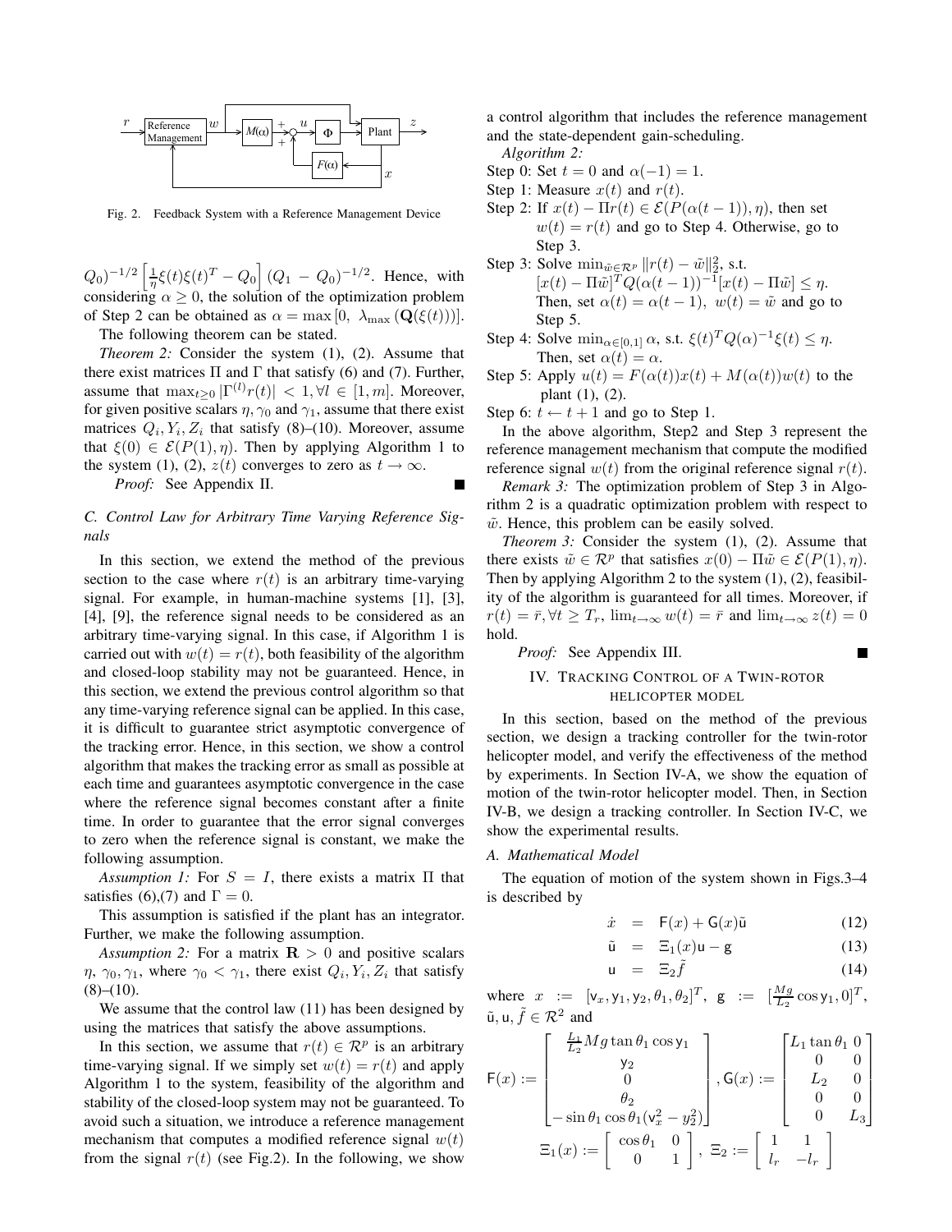Fig. 2. Feedback System with a Reference Management Device

$Q_0)^{-1/2}\left[\frac{1}{\eta}\xi(t)\xi(t)^T - Q_0\right](Q_1 - Q_0)^{-1/2}$. Hence, with considering $\alpha \geq 0$, the solution of the optimization problem of Step 2 can be obtained as $\alpha = \max[0,\ \lambda_{\max}(\mathbf{Q}(\xi(t)))]$.

The following theorem can be stated.

*Theorem 2:* Consider the system (1), (2). Assume that there exist matrices $\Pi$ and $\Gamma$ that satisfy (6) and (7). Further, assume that $\max_{t\geq 0}|\Gamma^{(l)}r(t)| < 1, \forall l \in [1, m]$. Moreover, for given positive scalars $\eta, \gamma_0$ and $\gamma_1$, assume that there exist matrices $Q_i, Y_i, Z_i$ that satisfy (8)–(10). Moreover, assume that $\xi(0) \in \mathcal{E}(P(1), \eta)$. Then by applying Algorithm 1 to the system (1), (2), $z(t)$ converges to zero as $t \to \infty$.

*Proof:* See Appendix II. ■

### C. Control Law for Arbitrary Time Varying Reference Signals

In this section, we extend the method of the previous section to the case where $r(t)$ is an arbitrary time-varying signal. For example, in human-machine systems [1], [3], [4], [9], the reference signal needs to be considered as an arbitrary time-varying signal. In this case, if Algorithm 1 is carried out with $w(t) = r(t)$, both feasibility of the algorithm and closed-loop stability may not be guaranteed. Hence, in this section, we extend the previous control algorithm so that any time-varying reference signal can be applied. In this case, it is difficult to guarantee strict asymptotic convergence of the tracking error. Hence, in this section, we show a control algorithm that makes the tracking error as small as possible at each time and guarantees asymptotic convergence in the case where the reference signal becomes constant after a finite time. In order to guarantee that the error signal converges to zero when the reference signal is constant, we make the following assumption.

*Assumption 1:* For $S = I$, there exists a matrix $\Pi$ that satisfies (6),(7) and $\Gamma = 0$.

This assumption is satisfied if the plant has an integrator. Further, we make the following assumption.

*Assumption 2:* For a matrix $\mathbf{R} > 0$ and positive scalars $\eta$, $\gamma_0, \gamma_1$, where $\gamma_0 < \gamma_1$, there exist $Q_i, Y_i, Z_i$ that satisfy (8)–(10).

We assume that the control law (11) has been designed by using the matrices that satisfy the above assumptions.

In this section, we assume that $r(t) \in \mathcal{R}^p$ is an arbitrary time-varying signal. If we simply set $w(t) = r(t)$ and apply Algorithm 1 to the system, feasibility of the algorithm and stability of the closed-loop system may not be guaranteed. To avoid such a situation, we introduce a reference management mechanism that computes a modified reference signal $w(t)$ from the signal $r(t)$ (see Fig.2). In the following, we show a control algorithm that includes the reference management and the state-dependent gain-scheduling.

*Algorithm 2:*

Step 0: Set $t = 0$ and $\alpha(-1) = 1$.

Step 1: Measure $x(t)$ and $r(t)$.

Step 2: If $x(t) - \Pi r(t) \in \mathcal{E}(P(\alpha(t-1)), \eta)$, then set $w(t) = r(t)$ and go to Step 4. Otherwise, go to Step 3.

Step 3: Solve $\min_{\tilde{w}\in\mathcal{R}^p} \|r(t) - \tilde{w}\|_2^2$, s.t. $[x(t) - \Pi\tilde{w}]^T Q(\alpha(t-1))^{-1}[x(t) - \Pi\tilde{w}] \leq \eta$. Then, set $\alpha(t) = \alpha(t-1)$, $w(t) = \tilde{w}$ and go to Step 5.

Step 4: Solve $\min_{\alpha\in[0,1]} \alpha$, s.t. $\xi(t)^T Q(\alpha)^{-1}\xi(t) \leq \eta$. Then, set $\alpha(t) = \alpha$.

Step 5: Apply $u(t) = F(\alpha(t))x(t) + M(\alpha(t))w(t)$ to the plant (1), (2).

Step 6: $t \leftarrow t + 1$ and go to Step 1.

In the above algorithm, Step2 and Step 3 represent the reference management mechanism that compute the modified reference signal $w(t)$ from the original reference signal $r(t)$.

*Remark 3:* The optimization problem of Step 3 in Algorithm 2 is a quadratic optimization problem with respect to $\tilde{w}$. Hence, this problem can be easily solved.

*Theorem 3:* Consider the system (1), (2). Assume that there exists $\tilde{w} \in \mathcal{R}^p$ that satisfies $x(0) - \Pi\tilde{w} \in \mathcal{E}(P(1), \eta)$. Then by applying Algorithm 2 to the system (1), (2), feasibility of the algorithm is guaranteed for all times. Moreover, if $r(t) = \bar{r}, \forall t \geq T_r$, $\lim_{t\to\infty} w(t) = \bar{r}$ and $\lim_{t\to\infty} z(t) = 0$ hold.

*Proof:* See Appendix III. ■

## IV. Tracking Control of a Twin-rotor helicopter model

In this section, based on the method of the previous section, we design a tracking controller for the twin-rotor helicopter model, and verify the effectiveness of the method by experiments. In Section IV-A, we show the equation of motion of the twin-rotor helicopter model. Then, in Section IV-B, we design a tracking controller. In Section IV-C, we show the experimental results.

### A. Mathematical Model

The equation of motion of the system shown in Figs.3–4 is described by

$$\dot{x} = \mathsf{F}(x) + \mathsf{G}(x)\tilde{\mathsf{u}} \tag{12}$$

$$\tilde{\mathsf{u}} = \Xi_1(x)\mathsf{u} - \mathsf{g} \tag{13}$$

$$\mathsf{u} = \Xi_2\tilde{f} \tag{14}$$

where $x := [\mathsf{v}_x, \mathsf{y}_1, \mathsf{y}_2, \theta_1, \theta_2]^T$, $\mathsf{g} := [\frac{Mg}{L_2}\cos\mathsf{y}_1, 0]^T$, $\tilde{\mathsf{u}}, \mathsf{u}, \tilde{f} \in \mathcal{R}^2$ and

$$\mathsf{F}(x) := \begin{bmatrix} \frac{L_1}{L_2}Mg\tan\theta_1\cos\mathsf{y}_1 \\ \mathsf{y}_2 \\ 0 \\ \theta_2 \\ -\sin\theta_1\cos\theta_1(\mathsf{v}_x^2 - y_2^2) \end{bmatrix}, \mathsf{G}(x) := \begin{bmatrix} L_1\tan\theta_1 & 0 \\ 0 & 0 \\ L_2 & 0 \\ 0 & 0 \\ 0 & L_3 \end{bmatrix}$$

$$\Xi_1(x) := \begin{bmatrix} \cos\theta_1 & 0 \\ 0 & 1 \end{bmatrix},\ \Xi_2 := \begin{bmatrix} 1 & 1 \\ l_r & -l_r \end{bmatrix}$$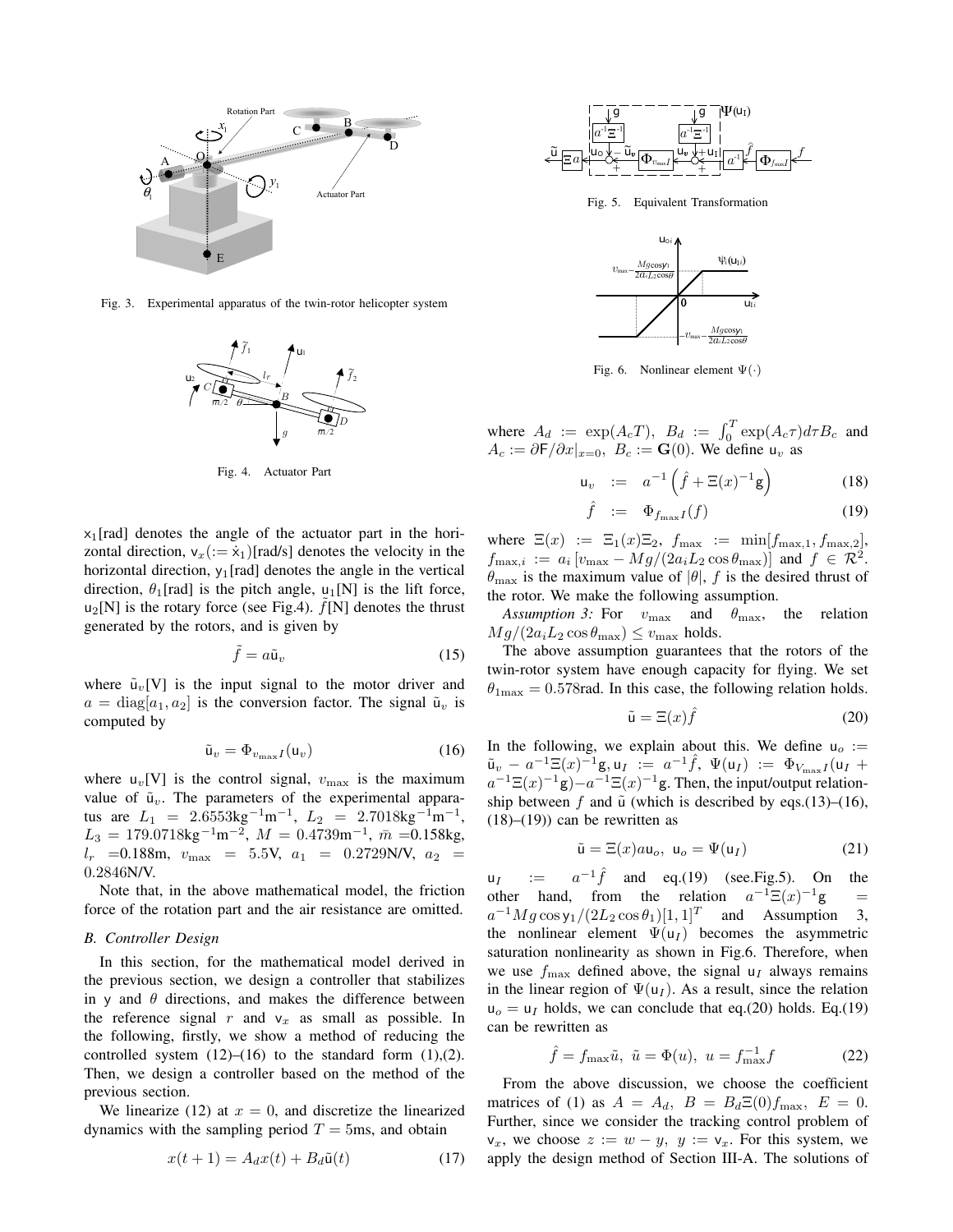Fig. 3. Experimental apparatus of the twin-rotor helicopter system

Fig. 4. Actuator Part

$\mathsf{x}_1$[rad] denotes the angle of the actuator part in the horizontal direction, $\mathsf{v}_x(:= \dot{\mathsf{x}}_1)$[rad/s] denotes the velocity in the horizontal direction, $\mathsf{y}_1$[rad] denotes the angle in the vertical direction, $\theta_1$[rad] is the pitch angle, $\mathsf{u}_1$[N] is the lift force, $\mathsf{u}_2$[N] is the rotary force (see Fig.4). $\tilde{f}$[N] denotes the thrust generated by the rotors, and is given by

$$\tilde{f} = a\tilde{\mathsf{u}}_v \tag{15}$$

where $\tilde{\mathsf{u}}_v$[V] is the input signal to the motor driver and $a = \mathrm{diag}[a_1, a_2]$ is the conversion factor. The signal $\tilde{\mathsf{u}}_v$ is computed by

$$\tilde{\mathsf{u}}_v = \Phi_{v_{\max}I}(\mathsf{u}_v) \tag{16}$$

where $\mathsf{u}_v$[V] is the control signal, $v_{\max}$ is the maximum value of $\tilde{\mathsf{u}}_v$. The parameters of the experimental apparatus are $L_1 = 2.6553\mathrm{kg}^{-1}\mathrm{m}^{-1}$, $L_2 = 2.7018\mathrm{kg}^{-1}\mathrm{m}^{-1}$, $L_3 = 179.0718\mathrm{kg}^{-1}\mathrm{m}^{-2}$, $M = 0.4739\mathrm{m}^{-1}$, $\bar{m} = 0.158$kg, $l_r = 0.188$m, $v_{\max} = 5.5$V, $a_1 = 0.2729$N/V, $a_2 = 0.2846$N/V.

Note that, in the above mathematical model, the friction force of the rotation part and the air resistance are omitted.

### B. Controller Design

In this section, for the mathematical model derived in the previous section, we design a controller that stabilizes in $\mathsf{y}$ and $\theta$ directions, and makes the difference between the reference signal $r$ and $\mathsf{v}_x$ as small as possible. In the following, firstly, we show a method of reducing the controlled system (12)–(16) to the standard form (1),(2). Then, we design a controller based on the method of the previous section.

We linearize (12) at $x = 0$, and discretize the linearized dynamics with the sampling period $T = 5$ms, and obtain

$$x(t+1) = A_d x(t) + B_d \tilde{\mathsf{u}}(t) \tag{17}$$

Fig. 5. Equivalent Transformation

Fig. 6. Nonlinear element $\Psi(\cdot)$

where $A_d := \exp(A_c T)$, $B_d := \int_0^T \exp(A_c\tau)d\tau B_c$ and $A_c := \partial \mathsf{F}/\partial x|_{x=0}$, $B_c := \mathbf{G}(0)$. We define $\mathsf{u}_v$ as

$$\mathsf{u}_v := a^{-1}\left(\hat{f} + \Xi(x)^{-1}\mathsf{g}\right) \tag{18}$$

$$\hat{f} := \Phi_{f_{\max}I}(f) \tag{19}$$

where $\Xi(x) := \Xi_1(x)\Xi_2$, $f_{\max} := \min[f_{\max,1}, f_{\max,2}]$, $f_{\max,i} := a_i\left[v_{\max} - Mg/(2a_i L_2 \cos\theta_{\max})\right]$ and $f \in \mathcal{R}^2$. $\theta_{\max}$ is the maximum value of $|\theta|$, $f$ is the desired thrust of the rotor. We make the following assumption.

*Assumption 3:* For $v_{\max}$ and $\theta_{\max}$, the relation $Mg/(2a_i L_2 \cos\theta_{\max}) \le v_{\max}$ holds.

The above assumption guarantees that the rotors of the twin-rotor system have enough capacity for flying. We set $\theta_{1\max} = 0.578$rad. In this case, the following relation holds.

$$\tilde{\mathsf{u}} = \Xi(x)\hat{f} \tag{20}$$

In the following, we explain about this. We define $\mathsf{u}_o := \tilde{\mathsf{u}}_v - a^{-1}\Xi(x)^{-1}\mathsf{g}$, $\mathsf{u}_I := a^{-1}\hat{f}$, $\Psi(\mathsf{u}_I) := \Phi_{V_{\max}I}(\mathsf{u}_I + a^{-1}\Xi(x)^{-1}\mathsf{g}) - a^{-1}\Xi(x)^{-1}\mathsf{g}$. Then, the input/output relationship between $f$ and $\tilde{\mathsf{u}}$ (which is described by eqs.(13)–(16), (18)–(19)) can be rewritten as

$$\tilde{\mathsf{u}} = \Xi(x)a\mathsf{u}_o,\ \mathsf{u}_o = \Psi(\mathsf{u}_I) \tag{21}$$

$\mathsf{u}_I := a^{-1}\hat{f}$ and eq.(19) (see.Fig.5). On the other hand, from the relation $a^{-1}\Xi(x)^{-1}\mathsf{g} = a^{-1}Mg\cos\mathsf{y}_1/(2L_2\cos\theta_1)[1,1]^T$ and Assumption 3, the nonlinear element $\Psi(\mathsf{u}_I)$ becomes the asymmetric saturation nonlinearity as shown in Fig.6. Therefore, when we use $f_{\max}$ defined above, the signal $\mathsf{u}_I$ always remains in the linear region of $\Psi(\mathsf{u}_I)$. As a result, since the relation $\mathsf{u}_o = \mathsf{u}_I$ holds, we can conclude that eq.(20) holds. Eq.(19) can be rewritten as

$$\hat{f} = f_{\max}\tilde{u},\ \tilde{u} = \Phi(u),\ u = f_{\max}^{-1} f \tag{22}$$

From the above discussion, we choose the coefficient matrices of (1) as $A = A_d$, $B = B_d\Xi(0)f_{\max}$, $E = 0$. Further, since we consider the tracking control problem of $\mathsf{v}_x$, we choose $z := w - y$, $y := \mathsf{v}_x$. For this system, we apply the design method of Section III-A. The solutions of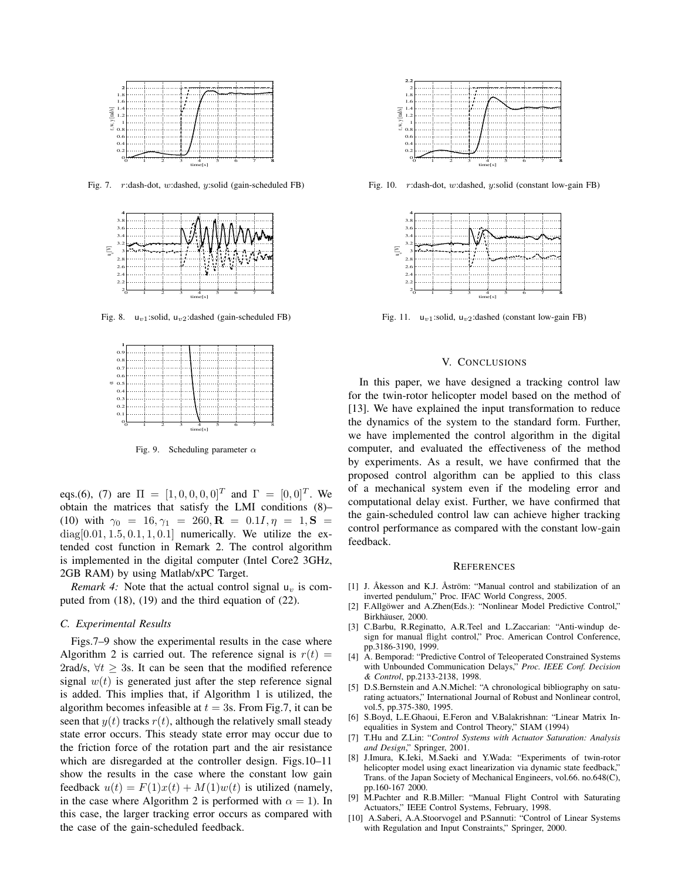Fig. 7. $r$:dash-dot, $w$:dashed, $y$:solid (gain-scheduled FB)

Fig. 8. $\mathsf{u}_{v1}$:solid, $\mathsf{u}_{v2}$:dashed (gain-scheduled FB)

Fig. 9. Scheduling parameter $\alpha$

eqs.(6), (7) are $\Pi = [1, 0, 0, 0, 0]^T$ and $\Gamma = [0, 0]^T$. We obtain the matrices that satisfy the LMI conditions (8)–(10) with $\gamma_0 = 16, \gamma_1 = 260, \mathbf{R} = 0.1I, \eta = 1, \mathbf{S} = \mathrm{diag}[0.01, 1.5, 0.1, 1, 0.1]$ numerically. We utilize the extended cost function in Remark 2. The control algorithm is implemented in the digital computer (Intel Core2 3GHz, 2GB RAM) by using Matlab/xPC Target.

*Remark 4:* Note that the actual control signal $\mathsf{u}_v$ is computed from (18), (19) and the third equation of (22).

### C. Experimental Results

Figs.7–9 show the experimental results in the case where Algorithm 2 is carried out. The reference signal is $r(t) =$ 2rad/s, $\forall t \geq 3$s. It can be seen that the modified reference signal $w(t)$ is generated just after the step reference signal is added. This implies that, if Algorithm 1 is utilized, the algorithm becomes infeasible at $t = 3$s. From Fig.7, it can be seen that $y(t)$ tracks $r(t)$, although the relatively small steady state error occurs. This steady state error may occur due to the friction force of the rotation part and the air resistance which are disregarded at the controller design. Figs.10–11 show the results in the case where the constant low gain feedback $u(t) = F(1)x(t) + M(1)w(t)$ is utilized (namely, in the case where Algorithm 2 is performed with $\alpha = 1$). In this case, the larger tracking error occurs as compared with the case of the gain-scheduled feedback.

Fig. 10. $r$:dash-dot, $w$:dashed, $y$:solid (constant low-gain FB)

Fig. 11. $\mathsf{u}_{v1}$:solid, $\mathsf{u}_{v2}$:dashed (constant low-gain FB)

## V. Conclusions

In this paper, we have designed a tracking control law for the twin-rotor helicopter model based on the method of [13]. We have explained the input transformation to reduce the dynamics of the system to the standard form. Further, we have implemented the control algorithm in the digital computer, and evaluated the effectiveness of the method by experiments. As a result, we have confirmed that the proposed control algorithm can be applied to this class of a mechanical system even if the modeling error and computational delay exist. Further, we have confirmed that the gain-scheduled control law can achieve higher tracking control performance as compared with the constant low-gain feedback.

## References

[1] J. Åkesson and K.J. Åström: "Manual control and stabilization of an inverted pendulum," Proc. IFAC World Congress, 2005.

[2] F.Allgöwer and A.Zhen(Eds.): "Nonlinear Model Predictive Control," Birkhäuser, 2000.

[3] C.Barbu, R.Reginatto, A.R.Teel and L.Zaccarian: "Anti-windup design for manual flight control," Proc. American Control Conference, pp.3186-3190, 1999.

[4] A. Bemporad: "Predictive Control of Teleoperated Constrained Systems with Unbounded Communication Delays," *Proc. IEEE Conf. Decision & Control*, pp.2133-2138, 1998.

[5] D.S.Bernstein and A.N.Michel: "A chronological bibliography on saturating actuators," International Journal of Robust and Nonlinear control, vol.5, pp.375-380, 1995.

[6] S.Boyd, L.E.Ghaoui, E.Feron and V.Balakrishnan: "Linear Matrix Inequalities in System and Control Theory," SIAM (1994)

[7] T.Hu and Z.Lin: "*Control Systems with Actuator Saturation: Analysis and Design*," Springer, 2001.

[8] J.Imura, K.Ieki, M.Saeki and Y.Wada: "Experiments of twin-rotor helicopter model using exact linearization via dynamic state feedback," Trans. of the Japan Society of Mechanical Engineers, vol.66. no.648(C), pp.160-167 2000.

[9] M.Pachter and R.B.Miller: "Manual Flight Control with Saturating Actuators," IEEE Control Systems, February, 1998.

[10] A.Saberi, A.A.Stoorvogel and P.Sannuti: "Control of Linear Systems with Regulation and Input Constraints," Springer, 2000.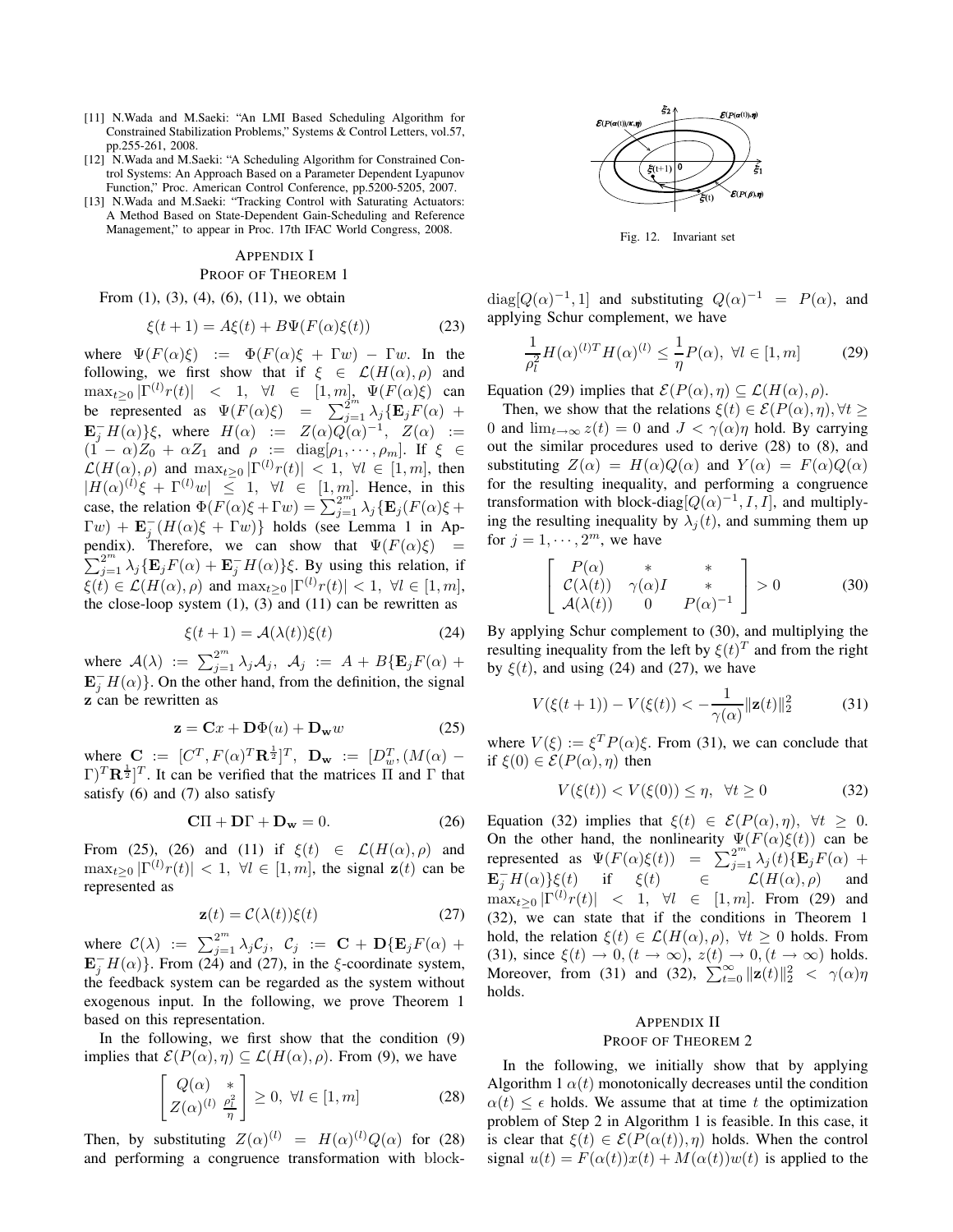[11] N.Wada and M.Saeki: "An LMI Based Scheduling Algorithm for Constrained Stabilization Problems," Systems & Control Letters, vol.57, pp.255-261, 2008.

[12] N.Wada and M.Saeki: "A Scheduling Algorithm for Constrained Control Systems: An Approach Based on a Parameter Dependent Lyapunov Function," Proc. American Control Conference, pp.5200-5205, 2007.

[13] N.Wada and M.Saeki: "Tracking Control with Saturating Actuators: A Method Based on State-Dependent Gain-Scheduling and Reference Management," to appear in Proc. 17th IFAC World Congress, 2008.

## APPENDIX I
## PROOF OF THEOREM 1

From (1), (3), (4), (6), (11), we obtain

$$\xi(t+1) = A\xi(t) + B\Psi(F(\alpha)\xi(t)) \tag{23}$$

where $\Psi(F(\alpha)\xi) := \Phi(F(\alpha)\xi + \Gamma w) - \Gamma w$. In the following, we first show that if $\xi \in \mathcal{L}(H(\alpha), \rho)$ and $\max_{t\geq 0} |\Gamma^{(l)} r(t)| < 1, \ \forall l \in [1, m]$, $\Psi(F(\alpha)\xi)$ can be represented as $\Psi(F(\alpha)\xi) = \sum_{j=1}^{2^m} \lambda_j \{\mathbf{E}_j F(\alpha) + \mathbf{E}_j^- H(\alpha)\}\xi$, where $H(\alpha) := Z(\alpha)Q(\alpha)^{-1}$, $Z(\alpha) := (1-\alpha)Z_0 + \alpha Z_1$ and $\rho := \mathrm{diag}[\rho_1, \cdots, \rho_m]$. If $\xi \in \mathcal{L}(H(\alpha), \rho)$ and $\max_{t\geq 0} |\Gamma^{(l)} r(t)| < 1, \ \forall l \in [1, m]$, then $|H(\alpha)^{(l)}\xi + \Gamma^{(l)} w| \leq 1, \ \forall l \in [1, m]$. Hence, in this case, the relation $\Phi(F(\alpha)\xi + \Gamma w) = \sum_{j=1}^{2^m} \lambda_j \{\mathbf{E}_j (F(\alpha)\xi + \Gamma w) + \mathbf{E}_j^- (H(\alpha)\xi + \Gamma w)\}$ holds (see Lemma 1 in Appendix). Therefore, we can show that $\Psi(F(\alpha)\xi) = \sum_{j=1}^{2^m} \lambda_j \{\mathbf{E}_j F(\alpha) + \mathbf{E}_j^- H(\alpha)\}\xi$. By using this relation, if $\xi(t) \in \mathcal{L}(H(\alpha), \rho)$ and $\max_{t\geq 0} |\Gamma^{(l)} r(t)| < 1, \ \forall l \in [1, m]$, the close-loop system (1), (3) and (11) can be rewritten as

$$\xi(t+1) = \mathcal{A}(\lambda(t))\xi(t) \tag{24}$$

where $\mathcal{A}(\lambda) := \sum_{j=1}^{2^m} \lambda_j \mathcal{A}_j$, $\mathcal{A}_j := A + B\{\mathbf{E}_j F(\alpha) + \mathbf{E}_j^- H(\alpha)\}$. On the other hand, from the definition, the signal $\mathbf{z}$ can be rewritten as

$$\mathbf{z} = \mathbf{C}x + \mathbf{D}\Phi(u) + \mathbf{D_w} w \tag{25}$$

where $\mathbf{C} := [C^T, F(\alpha)^T \mathbf{R}^{\frac{1}{2}}]^T$, $\mathbf{D_w} := [D_w^T, (M(\alpha) - \Gamma)^T \mathbf{R}^{\frac{1}{2}}]^T$. It can be verified that the matrices $\Pi$ and $\Gamma$ that satisfy (6) and (7) also satisfy

$$\mathbf{C}\Pi + \mathbf{D}\Gamma + \mathbf{D_w} = 0. \tag{26}$$

From (25), (26) and (11) if $\xi(t) \in \mathcal{L}(H(\alpha), \rho)$ and $\max_{t\geq 0} |\Gamma^{(l)} r(t)| < 1, \ \forall l \in [1, m]$, the signal $\mathbf{z}(t)$ can be represented as

$$\mathbf{z}(t) = \mathcal{C}(\lambda(t))\xi(t) \tag{27}$$

where $\mathcal{C}(\lambda) := \sum_{j=1}^{2^m} \lambda_j \mathcal{C}_j$, $\mathcal{C}_j := \mathbf{C} + \mathbf{D}\{\mathbf{E}_j F(\alpha) + \mathbf{E}_j^- H(\alpha)\}$. From (24) and (27), in the $\xi$-coordinate system, the feedback system can be regarded as the system without exogenous input. In the following, we prove Theorem 1 based on this representation.

In the following, we first show that the condition (9) implies that $\mathcal{E}(P(\alpha), \eta) \subseteq \mathcal{L}(H(\alpha), \rho)$. From (9), we have

$$\begin{bmatrix} Q(\alpha) & * \\ Z(\alpha)^{(l)} & \frac{\rho_l^2}{\eta} \end{bmatrix} \geq 0, \ \forall l \in [1, m] \tag{28}$$

Then, by substituting $Z(\alpha)^{(l)} = H(\alpha)^{(l)} Q(\alpha)$ for (28) and performing a congruence transformation with block-diag$[Q(\alpha)^{-1}, 1]$ and substituting $Q(\alpha)^{-1} = P(\alpha)$, and applying Schur complement, we have

$$\frac{1}{\rho_l^2} H(\alpha)^{(l)T} H(\alpha)^{(l)} \leq \frac{1}{\eta} P(\alpha), \ \forall l \in [1, m] \tag{29}$$

Equation (29) implies that $\mathcal{E}(P(\alpha), \eta) \subseteq \mathcal{L}(H(\alpha), \rho)$.

Then, we show that the relations $\xi(t) \in \mathcal{E}(P(\alpha), \eta), \forall t \geq 0$ and $\lim_{t\to\infty} z(t) = 0$ and $J < \gamma(\alpha)\eta$ hold. By carrying out the similar procedures used to derive (28) to (8), and substituting $Z(\alpha) = H(\alpha)Q(\alpha)$ and $Y(\alpha) = F(\alpha)Q(\alpha)$ for the resulting inequality, and performing a congruence transformation with block-diag$[Q(\alpha)^{-1}, I, I]$, and multiplying the resulting inequality by $\lambda_j(t)$, and summing them up for $j = 1, \cdots, 2^m$, we have

$$\begin{bmatrix} P(\alpha) & * & * \\ \mathcal{C}(\lambda(t)) & \gamma(\alpha) I & * \\ \mathcal{A}(\lambda(t)) & 0 & P(\alpha)^{-1} \end{bmatrix} > 0 \tag{30}$$

By applying Schur complement to (30), and multiplying the resulting inequality from the left by $\xi(t)^T$ and from the right by $\xi(t)$, and using (24) and (27), we have

$$V(\xi(t+1)) - V(\xi(t)) < -\frac{1}{\gamma(\alpha)} \|\mathbf{z}(t)\|_2^2 \tag{31}$$

where $V(\xi) := \xi^T P(\alpha)\xi$. From (31), we can conclude that if $\xi(0) \in \mathcal{E}(P(\alpha), \eta)$ then

$$V(\xi(t)) < V(\xi(0)) \leq \eta, \ \forall t \geq 0 \tag{32}$$

Equation (32) implies that $\xi(t) \in \mathcal{E}(P(\alpha), \eta), \ \forall t \geq 0$. On the other hand, the nonlinearity $\Psi(F(\alpha)\xi(t))$ can be represented as $\Psi(F(\alpha)\xi(t)) = \sum_{j=1}^{2^m} \lambda_j(t) \{\mathbf{E}_j F(\alpha) + \mathbf{E}_j^- H(\alpha)\}\xi(t)$ if $\xi(t) \in \mathcal{L}(H(\alpha), \rho)$ and $\max_{t\geq 0} |\Gamma^{(l)} r(t)| < 1, \ \forall l \in [1, m]$. From (29) and (32), we can state that if the conditions in Theorem 1 hold, the relation $\xi(t) \in \mathcal{L}(H(\alpha), \rho), \ \forall t \geq 0$ holds. From (31), since $\xi(t) \to 0, (t \to \infty)$, $z(t) \to 0, (t \to \infty)$ holds. Moreover, from (31) and (32), $\sum_{t=0}^{\infty} \|\mathbf{z}(t)\|_2^2 < \gamma(\alpha)\eta$ holds.

Fig. 12. Invariant set

## APPENDIX II
## PROOF OF THEOREM 2

In the following, we initially show that by applying Algorithm 1 $\alpha(t)$ monotonically decreases until the condition $\alpha(t) \leq \epsilon$ holds. We assume that at time $t$ the optimization problem of Step 2 in Algorithm 1 is feasible. In this case, it is clear that $\xi(t) \in \mathcal{E}(P(\alpha(t)), \eta)$ holds. When the control signal $u(t) = F(\alpha(t))x(t) + M(\alpha(t))w(t)$ is applied to the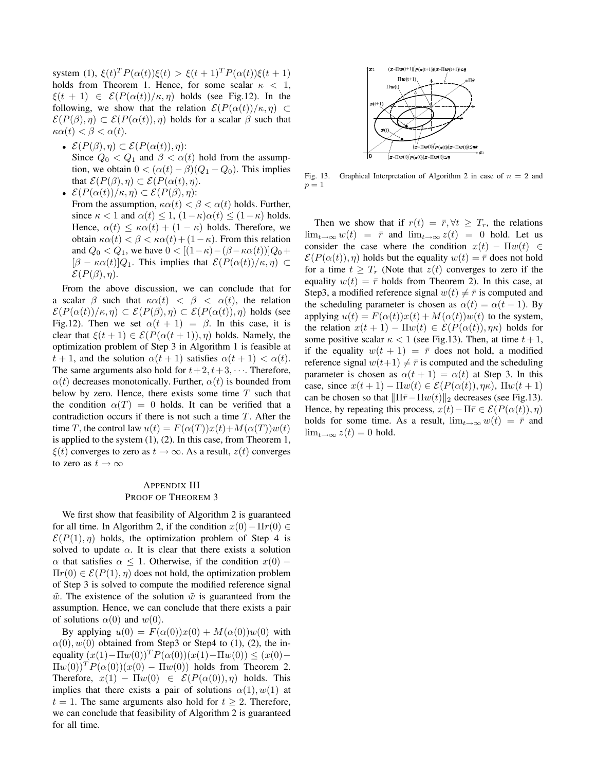system (1), $\xi(t)^T P(\alpha(t))\xi(t) > \xi(t+1)^T P(\alpha(t))\xi(t+1)$ holds from Theorem 1. Hence, for some scalar $\kappa < 1$, $\xi(t+1) \in \mathcal{E}(P(\alpha(t))/\kappa, \eta)$ holds (see Fig.12). In the following, we show that the relation $\mathcal{E}(P(\alpha(t))/\kappa, \eta) \subset \mathcal{E}(P(\beta), \eta) \subset \mathcal{E}(P(\alpha(t)), \eta)$ holds for a scalar $\beta$ such that $\kappa\alpha(t) < \beta < \alpha(t)$.

- $\mathcal{E}(P(\beta), \eta) \subset \mathcal{E}(P(\alpha(t)), \eta)$:
  Since $Q_0 < Q_1$ and $\beta < \alpha(t)$ hold from the assumption, we obtain $0 < (\alpha(t) - \beta)(Q_1 - Q_0)$. This implies that $\mathcal{E}(P(\beta), \eta) \subset \mathcal{E}(P(\alpha(t), \eta)$.
- $\mathcal{E}(P(\alpha(t))/\kappa, \eta) \subset \mathcal{E}(P(\beta), \eta)$:
  From the assumption, $\kappa\alpha(t) < \beta < \alpha(t)$ holds. Further, since $\kappa < 1$ and $\alpha(t) \leq 1$, $(1-\kappa)\alpha(t) \leq (1-\kappa)$ holds. Hence, $\alpha(t) \leq \kappa\alpha(t) + (1-\kappa)$ holds. Therefore, we obtain $\kappa\alpha(t) < \beta < \kappa\alpha(t) + (1-\kappa)$. From this relation and $Q_0 < Q_1$, we have $0 < [(1-\kappa) - (\beta - \kappa\alpha(t))]Q_0 + [\beta - \kappa\alpha(t)]Q_1$. This implies that $\mathcal{E}(P(\alpha(t))/\kappa, \eta) \subset \mathcal{E}(P(\beta), \eta)$.

From the above discussion, we can conclude that for a scalar $\beta$ such that $\kappa\alpha(t) < \beta < \alpha(t)$, the relation $\mathcal{E}(P(\alpha(t))/\kappa, \eta) \subset \mathcal{E}(P(\beta), \eta) \subset \mathcal{E}(P(\alpha(t)), \eta)$ holds (see Fig.12). Then we set $\alpha(t+1) = \beta$. In this case, it is clear that $\xi(t+1) \in \mathcal{E}(P(\alpha(t+1)), \eta)$ holds. Namely, the optimization problem of Step 3 in Algorithm 1 is feasible at $t+1$, and the solution $\alpha(t+1)$ satisfies $\alpha(t+1) < \alpha(t)$. The same arguments also hold for $t+2, t+3, \cdots$. Therefore, $\alpha(t)$ decreases monotonically. Further, $\alpha(t)$ is bounded from below by zero. Hence, there exists some time $T$ such that the condition $\alpha(T) = 0$ holds. It can be verified that a contradiction occurs if there is not such a time $T$. After the time $T$, the control law $u(t) = F(\alpha(T))x(t) + M(\alpha(T))w(t)$ is applied to the system (1), (2). In this case, from Theorem 1, $\xi(t)$ converges to zero as $t \to \infty$. As a result, $z(t)$ converges to zero as $t \to \infty$

## Appendix III
## Proof of Theorem 3

We first show that feasibility of Algorithm 2 is guaranteed for all time. In Algorithm 2, if the condition $x(0) - \Pi r(0) \in \mathcal{E}(P(1), \eta)$ holds, the optimization problem of Step 4 is solved to update $\alpha$. It is clear that there exists a solution $\alpha$ that satisfies $\alpha \leq 1$. Otherwise, if the condition $x(0) - \Pi r(0) \in \mathcal{E}(P(1), \eta)$ does not hold, the optimization problem of Step 3 is solved to compute the modified reference signal $\tilde{w}$. The existence of the solution $\tilde{w}$ is guaranteed from the assumption. Hence, we can conclude that there exists a pair of solutions $\alpha(0)$ and $w(0)$.

By applying $u(0) = F(\alpha(0))x(0) + M(\alpha(0))w(0)$ with $\alpha(0), w(0)$ obtained from Step3 or Step4 to (1), (2), the inequality $(x(1) - \Pi w(0))^T P(\alpha(0))(x(1) - \Pi w(0)) \leq (x(0) - \Pi w(0))^T P(\alpha(0))(x(0) - \Pi w(0))$ holds from Theorem 2. Therefore, $x(1) - \Pi w(0) \in \mathcal{E}(P(\alpha(0)), \eta)$ holds. This implies that there exists a pair of solutions $\alpha(1), w(1)$ at $t = 1$. The same arguments also hold for $t \geq 2$. Therefore, we can conclude that feasibility of Algorithm 2 is guaranteed for all time.

$x_2$
$(x-\Pi w(t+1))^T P(\alpha(t+1))(x-\Pi w(t+1)) \leq \eta$
$\Pi w(t+1)$
$\Pi \bar{r}$
$\Pi w(t)$
$x(t+1)$
$x(t)$
$(x-\Pi w(t))^T P(\alpha(t))(x-\Pi w(t)) \leq \eta\kappa$
$0$
$(x-\Pi w(t))^T P(\alpha(t))(x-\Pi w(t)) \leq \eta$
$x_1$

Fig. 13. Graphical Interpretation of Algorithm 2 in case of $n = 2$ and $p = 1$

Then we show that if $r(t) = \bar{r}, \forall t \geq T_r$, the relations $\lim_{t\to\infty} w(t) = \bar{r}$ and $\lim_{t\to\infty} z(t) = 0$ hold. Let us consider the case where the condition $x(t) - \Pi w(t) \in \mathcal{E}(P(\alpha(t)), \eta)$ holds but the equality $w(t) = \bar{r}$ does not hold for a time $t \geq T_r$ (Note that $z(t)$ converges to zero if the equality $w(t) = \bar{r}$ holds from Theorem 2). In this case, at Step3, a modified reference signal $w(t) \neq \bar{r}$ is computed and the scheduling parameter is chosen as $\alpha(t) = \alpha(t-1)$. By applying $u(t) = F(\alpha(t))x(t) + M(\alpha(t))w(t)$ to the system, the relation $x(t+1) - \Pi w(t) \in \mathcal{E}(P(\alpha(t)), \eta\kappa)$ holds for some positive scalar $\kappa < 1$ (see Fig.13). Then, at time $t+1$, if the equality $w(t+1) = \bar{r}$ does not hold, a modified reference signal $w(t+1) \neq \bar{r}$ is computed and the scheduling parameter is chosen as $\alpha(t+1) = \alpha(t)$ at Step 3. In this case, since $x(t+1) - \Pi w(t) \in \mathcal{E}(P(\alpha(t)), \eta\kappa)$, $\Pi w(t+1)$ can be chosen so that $\|\Pi\bar{r} - \Pi w(t)\|_2$ decreases (see Fig.13). Hence, by repeating this process, $x(t) - \Pi\bar{r} \in \mathcal{E}(P(\alpha(t)), \eta)$ holds for some time. As a result, $\lim_{t\to\infty} w(t) = \bar{r}$ and $\lim_{t\to\infty} z(t) = 0$ hold.